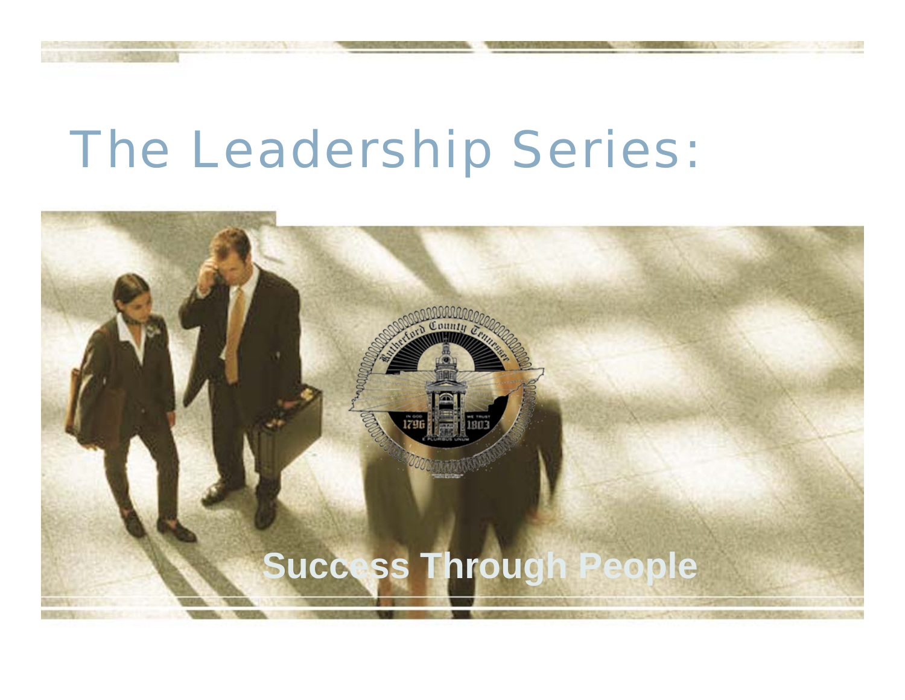# The Leadership Series:

Success Through People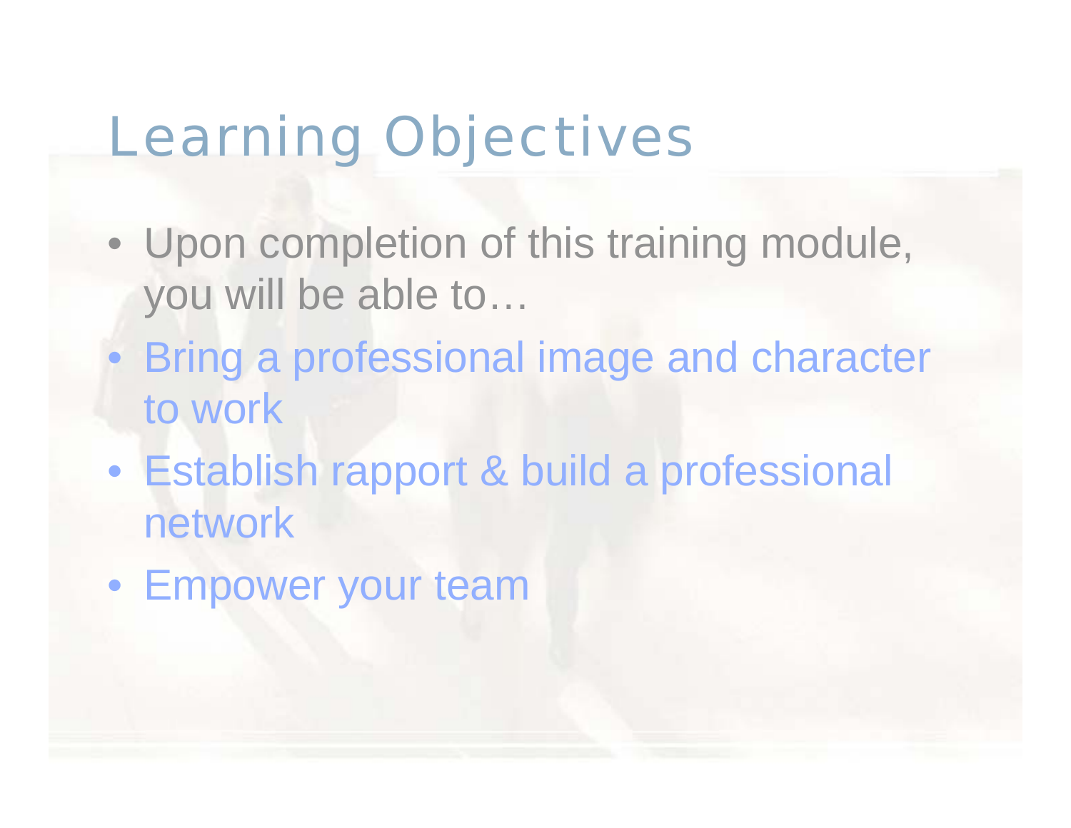# Learning Objectives

- Upon completion of this training module, you will be able to…
- Bring a professional image and character to work
- Establish rapport & build a professional network
- Empower your team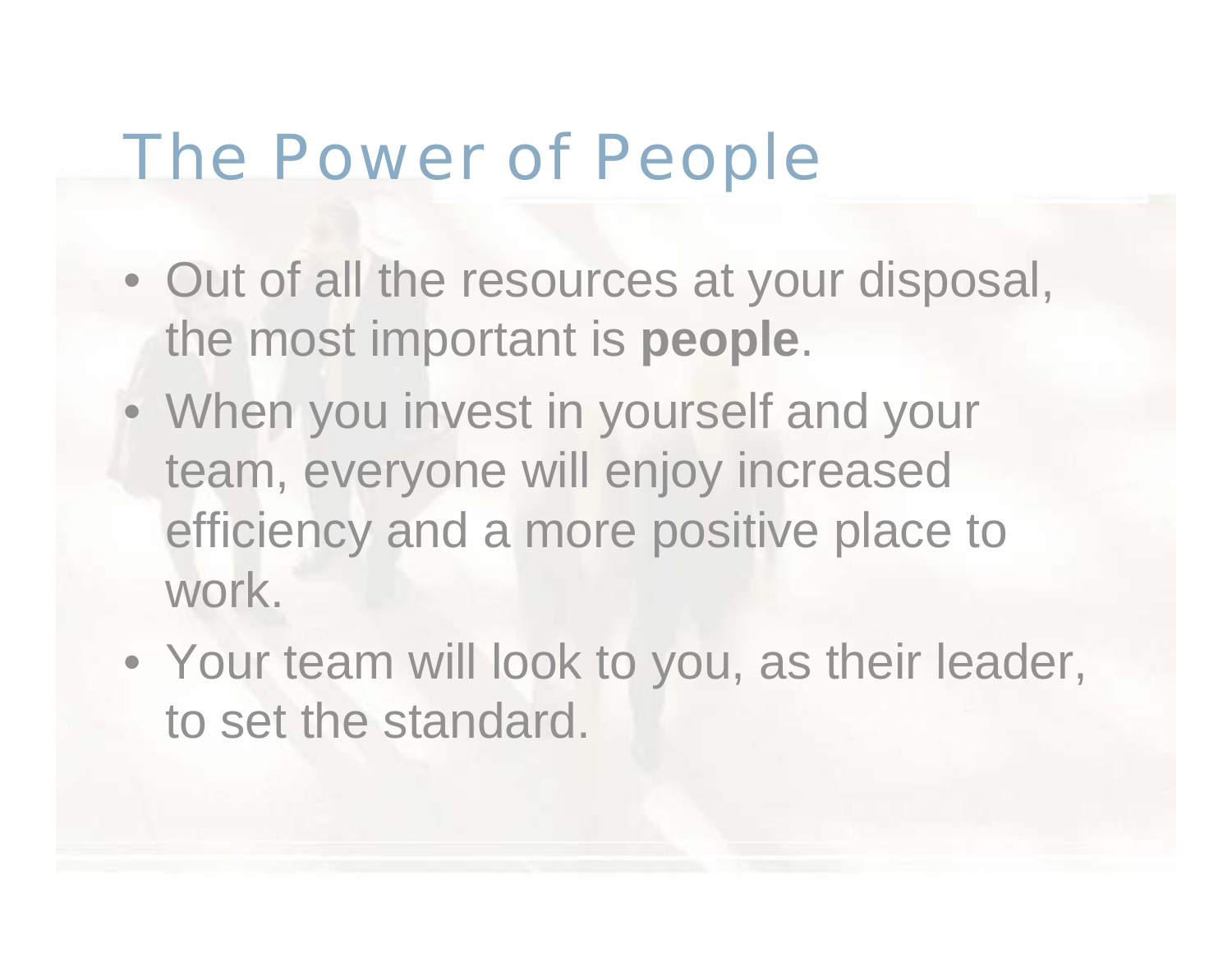# The Power of People

- Out of all the resources at your disposal, the most important is **people**.
- When you invest in yourself and your team, everyone will enjoy increased efficiency and a more positive place to work.
- Your team will look to you, as their leader, to set the standard.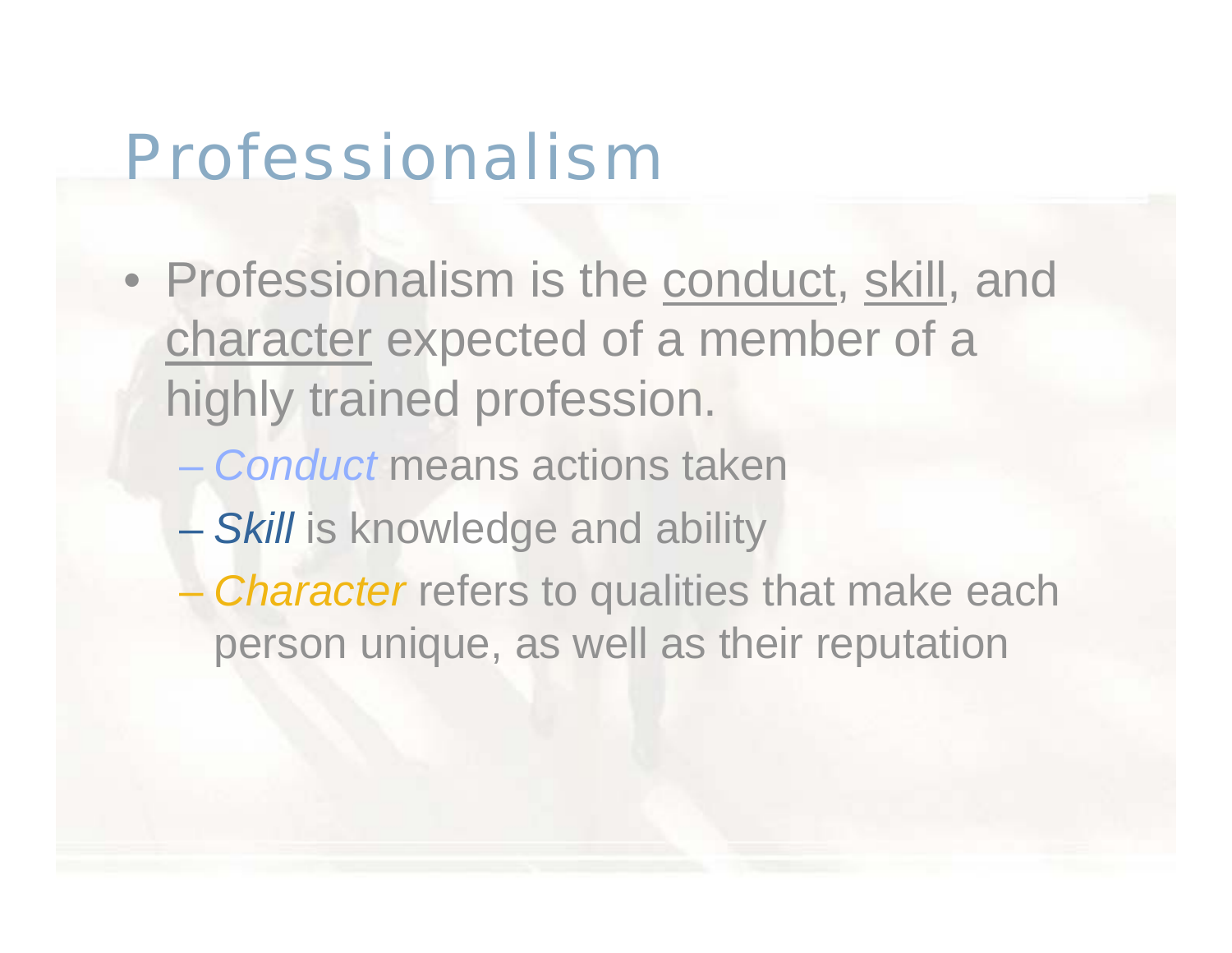# Professionalism

- Professionalism is the conduct, skill, and character expected of a member of a highly trained profession.
  - *Conduct* means actions taken
  - *Skill* is knowledge and ability
  - *Character* refers to qualities that make each person unique, as well as their reputation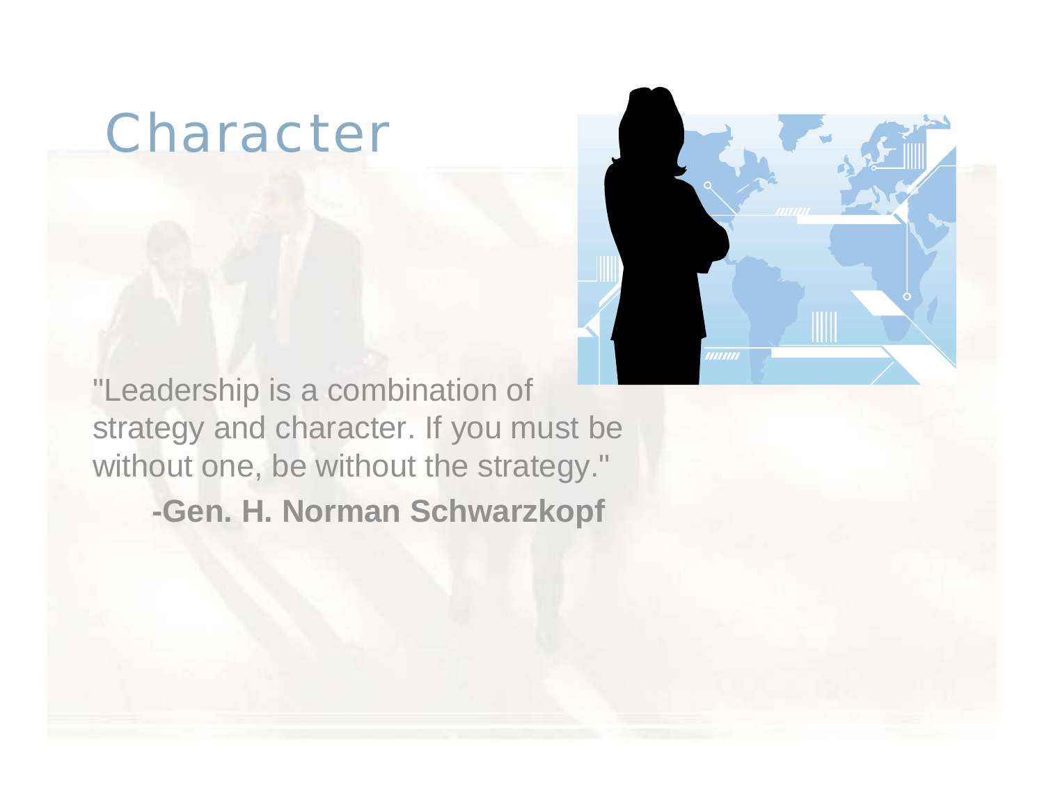# Character

"Leadership is a combination of strategy and character. If you must be without one, be without the strategy."

**-Gen. H. Norman Schwarzkopf**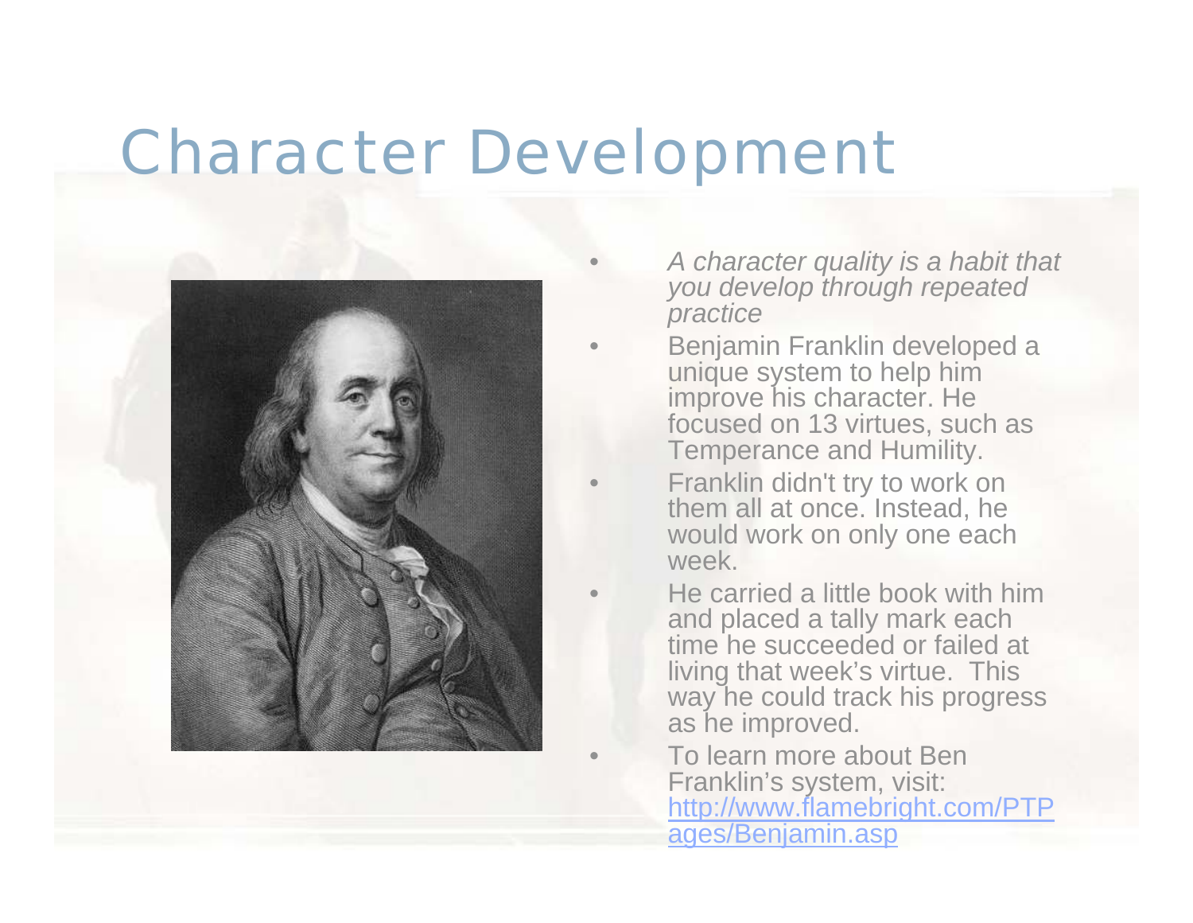# Character Development

- *A character quality is a habit that you develop through repeated practice*
- Benjamin Franklin developed a unique system to help him improve his character. He focused on 13 virtues, such as Temperance and Humility.
- Franklin didn't try to work on them all at once. Instead, he would work on only one each week.
- He carried a little book with him and placed a tally mark each time he succeeded or failed at living that week's virtue. This way he could track his progress as he improved.
- To learn more about Ben Franklin's system, visit: [http://www.flamebright.com/PTPages/Benjamin.asp](http://www.flamebright.com/PTPages/Benjamin.asp)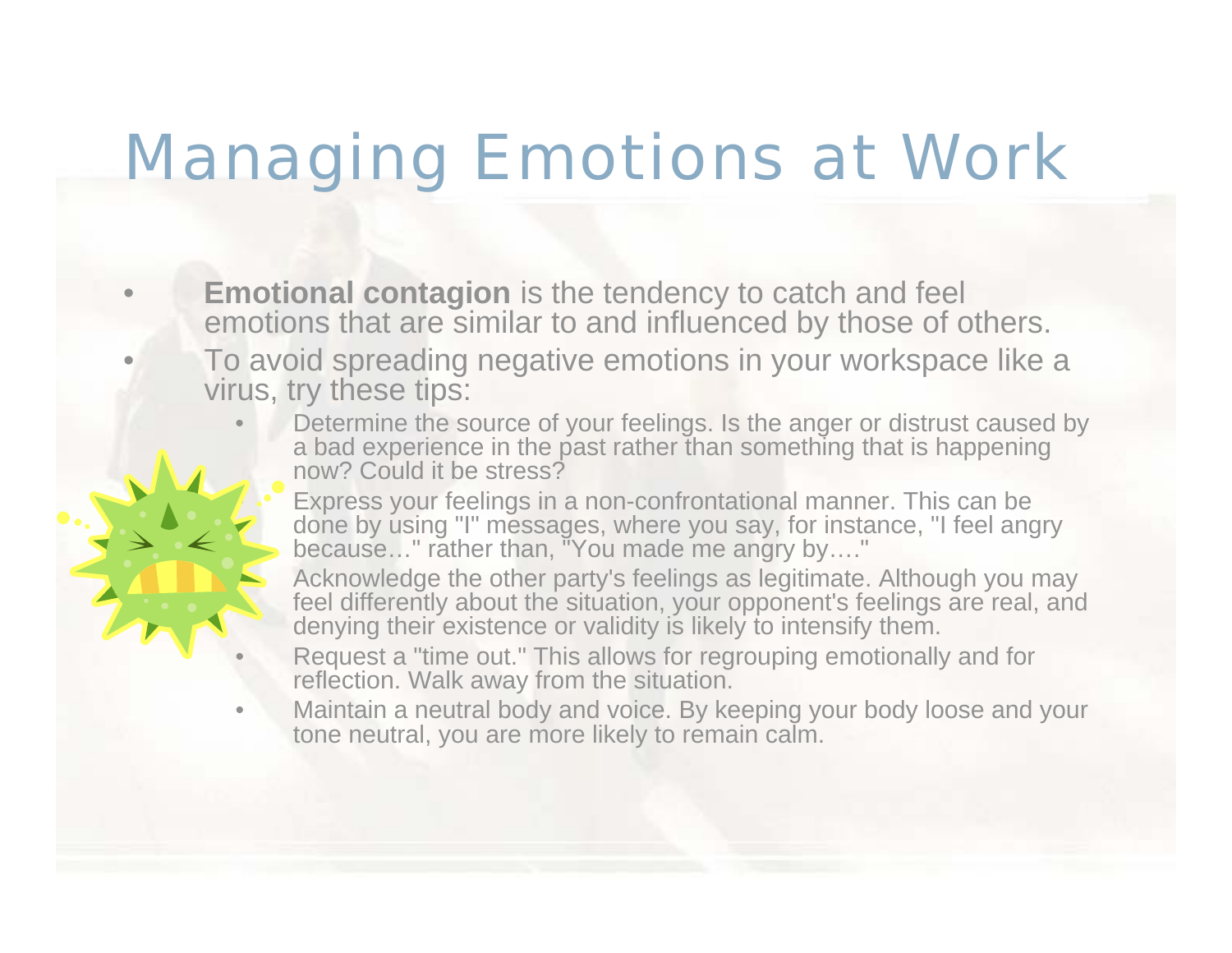# Managing Emotions at Work

- **Emotional contagion** is the tendency to catch and feel emotions that are similar to and influenced by those of others.
- To avoid spreading negative emotions in your workspace like a virus, try these tips:
  - Determine the source of your feelings. Is the anger or distrust caused by a bad experience in the past rather than something that is happening now? Could it be stress?
  - Express your feelings in a non-confrontational manner. This can be done by using "I" messages, where you say, for instance, "I feel angry because…" rather than, "You made me angry by…."
  - Acknowledge the other party's feelings as legitimate. Although you may feel differently about the situation, your opponent's feelings are real, and denying their existence or validity is likely to intensify them.
  - Request a "time out." This allows for regrouping emotionally and for reflection. Walk away from the situation.
  - Maintain a neutral body and voice. By keeping your body loose and your tone neutral, you are more likely to remain calm.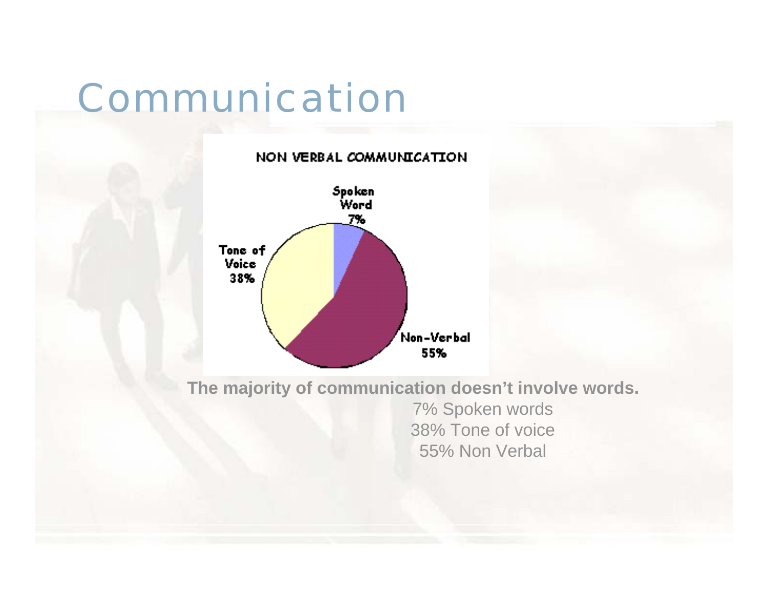# Communication

NON VERBAL COMMUNICATION

Spoken Word 7%

Tone of Voice 38%

Non-Verbal 55%

**The majority of communication doesn't involve words.**

7% Spoken words
38% Tone of voice
55% Non Verbal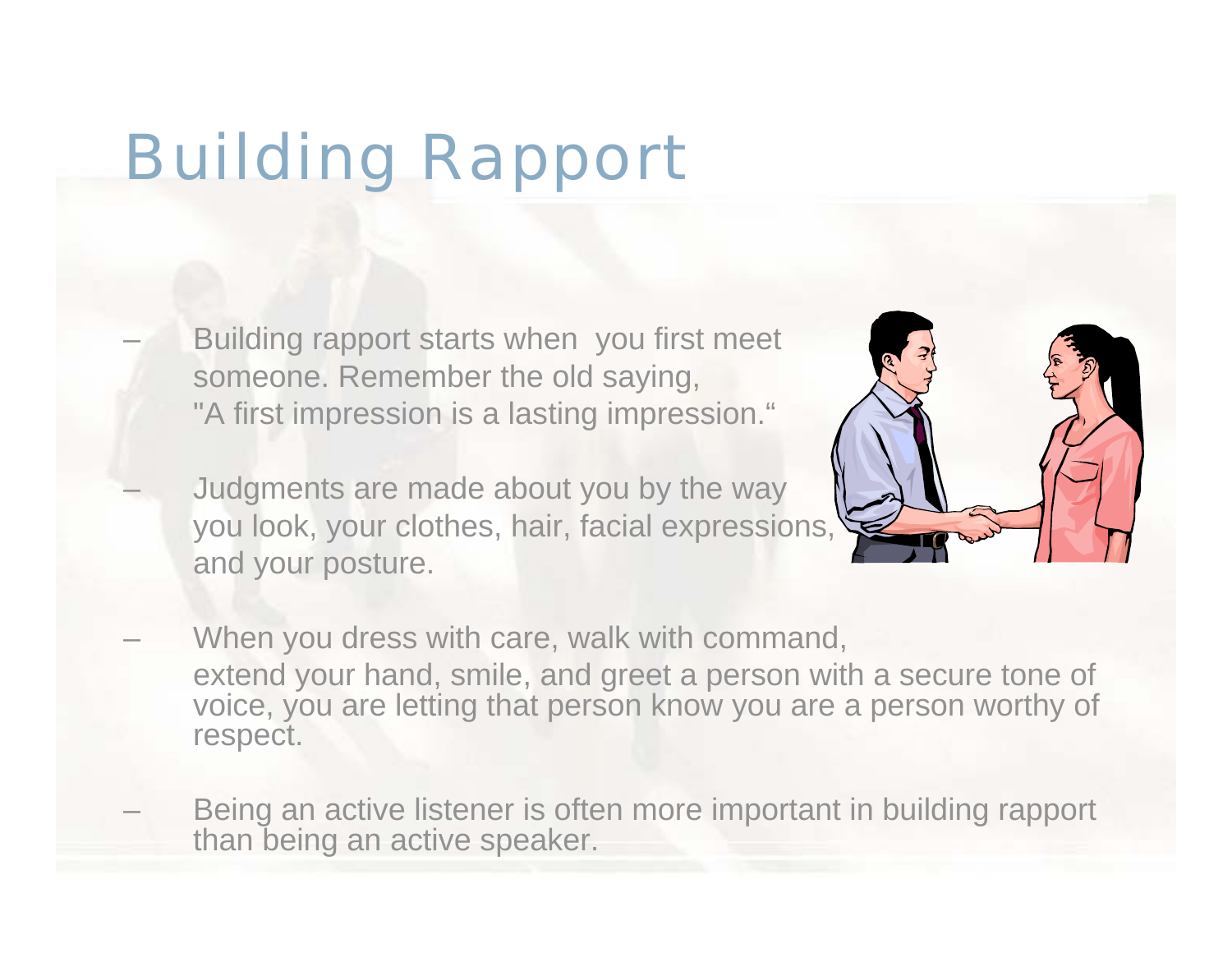# Building Rapport

- Building rapport starts when you first meet someone. Remember the old saying, "A first impression is a lasting impression."
- Judgments are made about you by the way you look, your clothes, hair, facial expressions, and your posture.
- When you dress with care, walk with command, extend your hand, smile, and greet a person with a secure tone of voice, you are letting that person know you are a person worthy of respect.
- Being an active listener is often more important in building rapport than being an active speaker.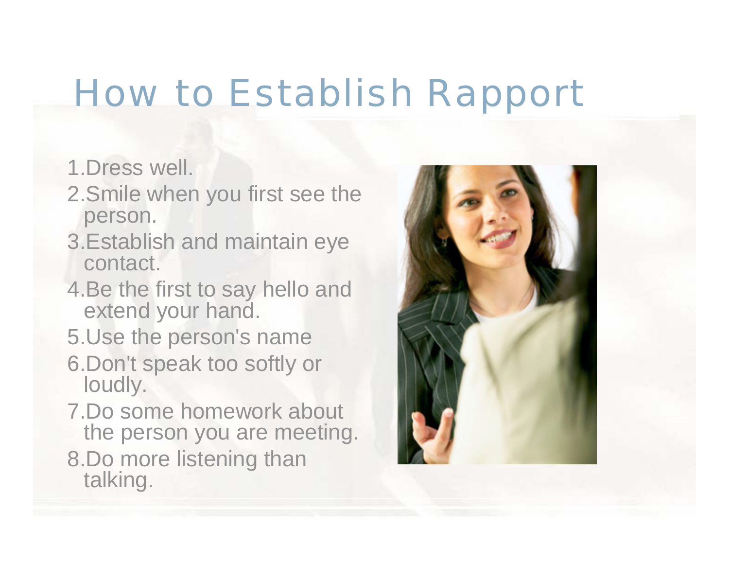# How to Establish Rapport

1. Dress well.
2. Smile when you first see the person.
3. Establish and maintain eye contact.
4. Be the first to say hello and extend your hand.
5. Use the person's name
6. Don't speak too softly or loudly.
7. Do some homework about the person you are meeting.
8. Do more listening than talking.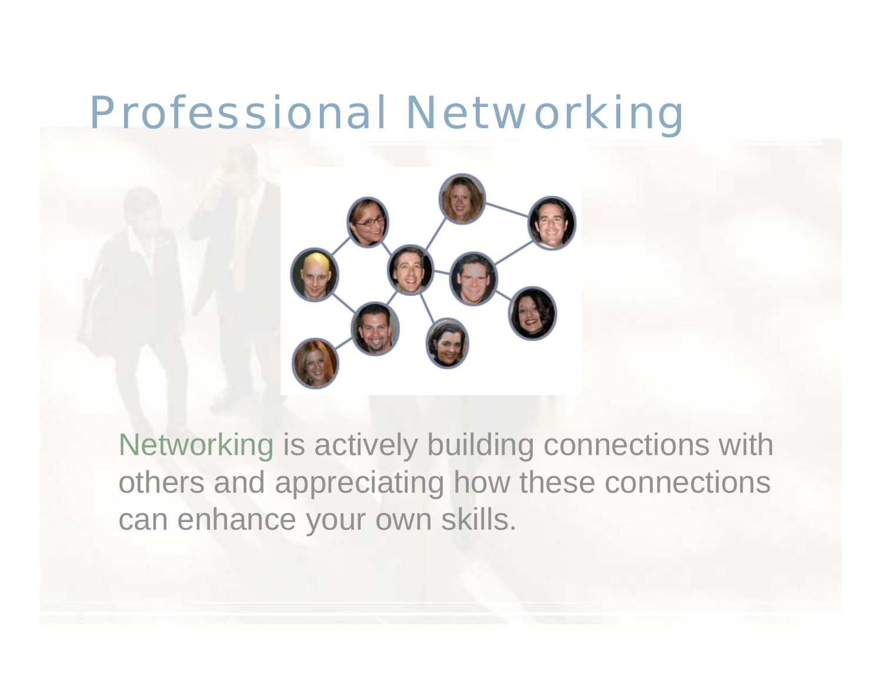# Professional Networking

Networking is actively building connections with others and appreciating how these connections can enhance your own skills.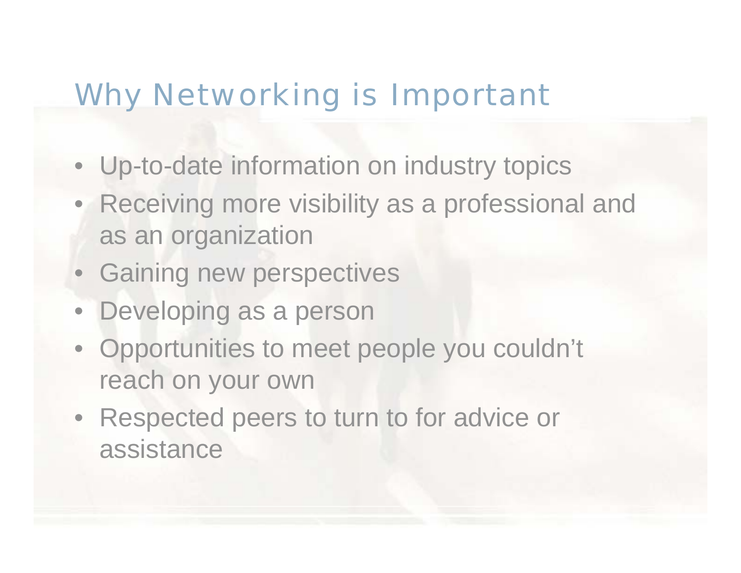# Why Networking is Important

- Up-to-date information on industry topics
- Receiving more visibility as a professional and as an organization
- Gaining new perspectives
- Developing as a person
- Opportunities to meet people you couldn’t reach on your own
- Respected peers to turn to for advice or assistance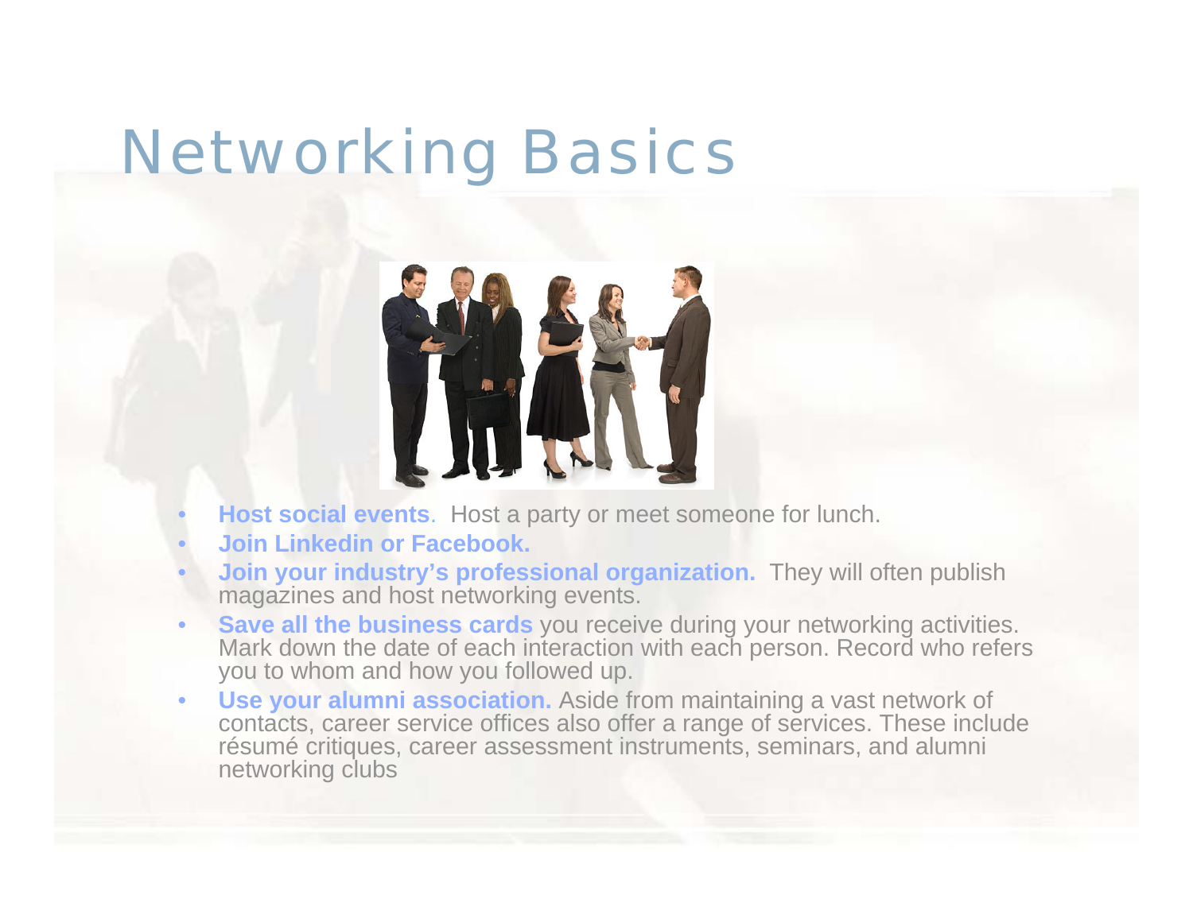# Networking Basics

- **Host social events**. Host a party or meet someone for lunch.
- **Join Linkedin or Facebook.**
- **Join your industry's professional organization.** They will often publish magazines and host networking events.
- **Save all the business cards** you receive during your networking activities. Mark down the date of each interaction with each person. Record who refers you to whom and how you followed up.
- **Use your alumni association.** Aside from maintaining a vast network of contacts, career service offices also offer a range of services. These include résumé critiques, career assessment instruments, seminars, and alumni networking clubs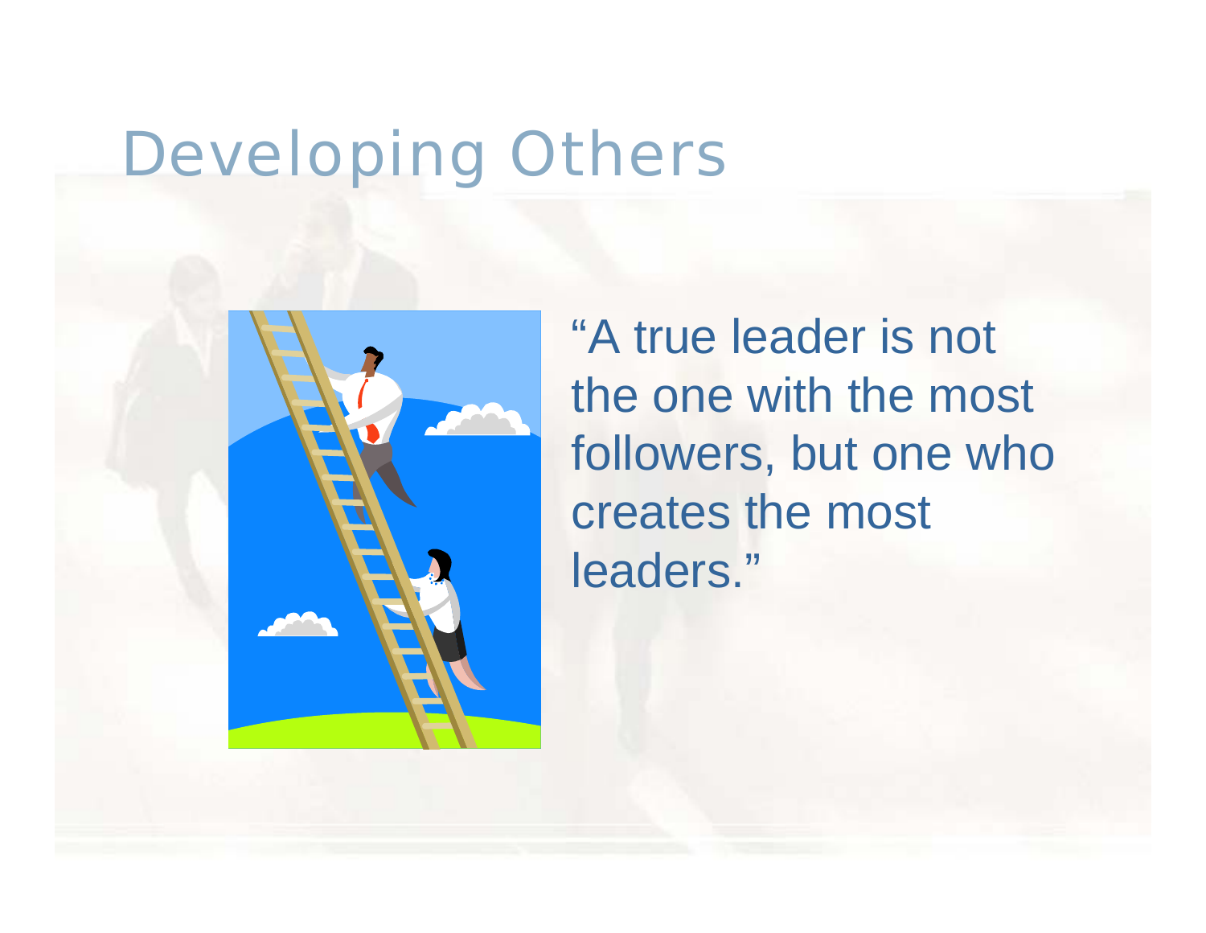# Developing Others

"A true leader is not the one with the most followers, but one who creates the most leaders."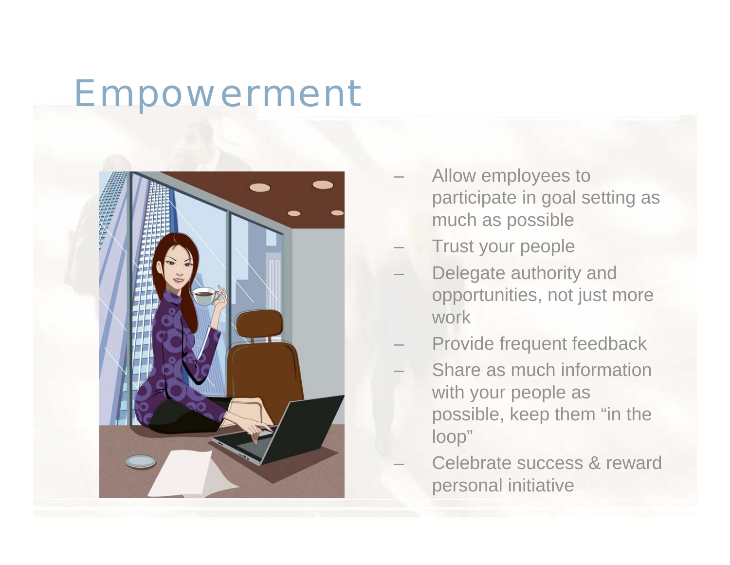# Empowerment

- Allow employees to participate in goal setting as much as possible
- Trust your people
- Delegate authority and opportunities, not just more work
- Provide frequent feedback
- Share as much information with your people as possible, keep them “in the loop”
- Celebrate success & reward personal initiative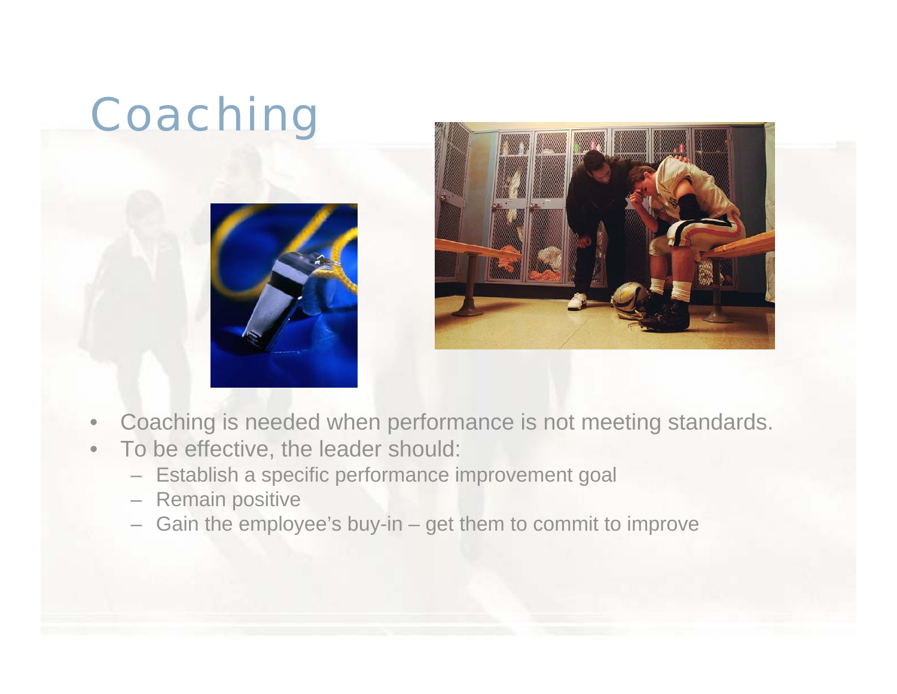# Coaching

- Coaching is needed when performance is not meeting standards.
- To be effective, the leader should:
  - Establish a specific performance improvement goal
  - Remain positive
  - Gain the employee's buy-in – get them to commit to improve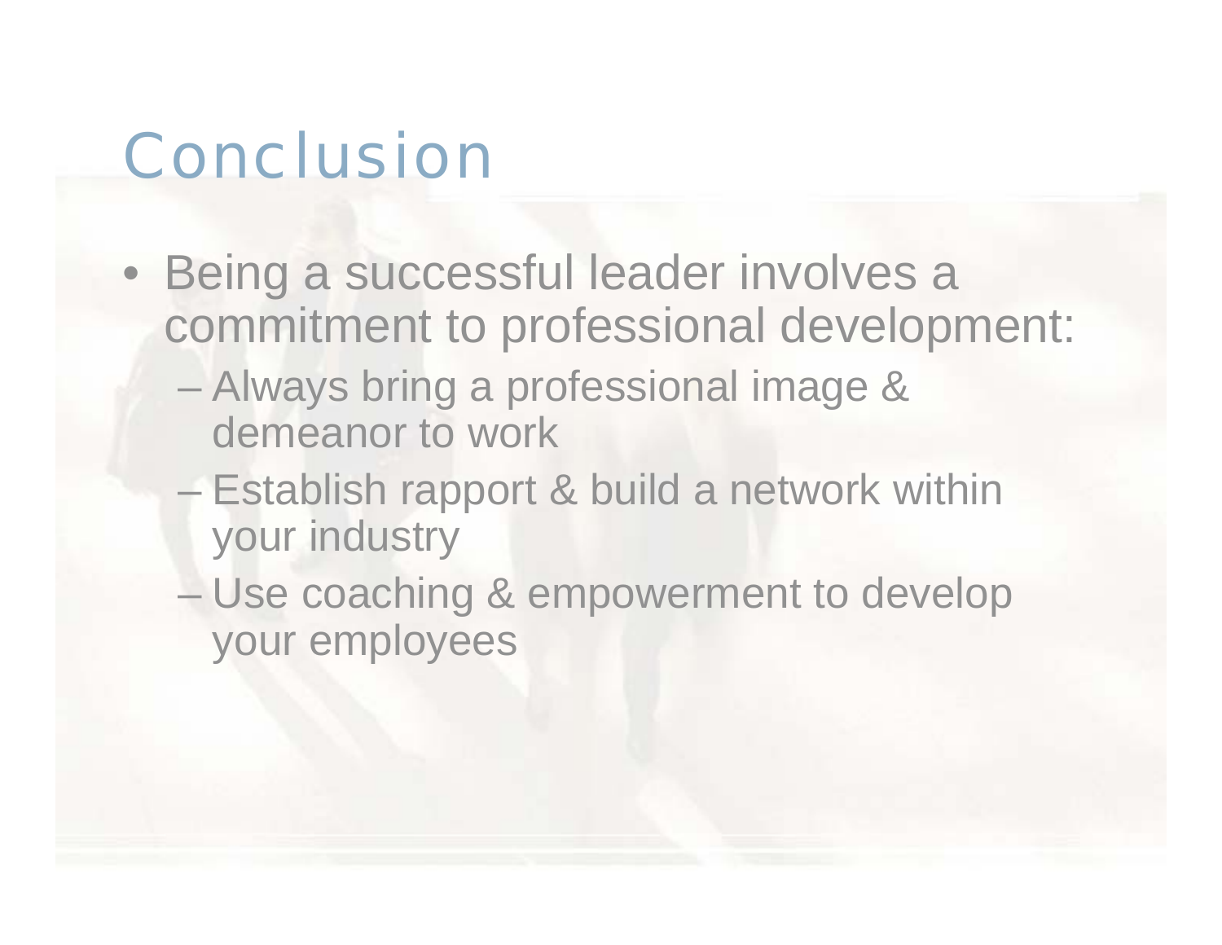# Conclusion

- Being a successful leader involves a commitment to professional development:
  - Always bring a professional image & demeanor to work
  - Establish rapport & build a network within your industry
  - Use coaching & empowerment to develop your employees